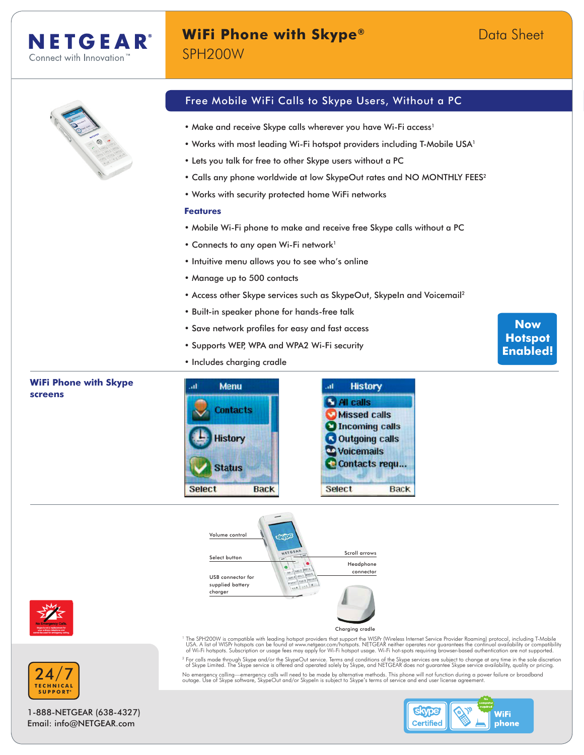NETGEAR
Connect with Innovation™

# WiFi Phone with Skype®
## SPH200W

Data Sheet

## Free Mobile WiFi Calls to Skype Users, Without a PC

- Make and receive Skype calls wherever you have Wi-Fi access[1]
- Works with most leading Wi-Fi hotspot providers including T-Mobile USA[1]
- Lets you talk for free to other Skype users without a PC
- Calls any phone worldwide at low SkypeOut rates and NO MONTHLY FEES[2]
- Works with security protected home WiFi networks

### Features

- Mobile Wi-Fi phone to make and receive free Skype calls without a PC
- Connects to any open Wi-Fi network[1]
- Intuitive menu allows you to see who's online
- Manage up to 500 contacts
- Access other Skype services such as SkypeOut, SkypeIn and Voicemail[2]
- Built-in speaker phone for hands-free talk
- Save network profiles for easy and fast access
- Supports WEP, WPA and WPA2 Wi-Fi security
- Includes charging cradle

**Now Hotspot Enabled!**

### WiFi Phone with Skype screens

Volume control

Select button

USB connector for supplied battery charger

Scroll arrows

Headphone connector

Charging cradle

[1] The SPH200W is compatible with leading hotspot providers that support the WISPr (Wireless Internet Service Provider Roaming) protocol, including T-Mobile USA. A list of WISPr hotspots can be found at www.netgear.com/hotspots. NETGEAR neither operates nor guarantees the continual availability or compatibility of Wi-Fi hotspots. Subscription or usage fees may apply for Wi-Fi hotspot usage. Wi-Fi hot-spots requiring browser-based authentication are not supported.

[2] For calls made through Skype and/or the SkypeOut service. Terms and conditions of the Skype services are subject to change at any time in the sole discretion of Skype Limited. The Skype service is offered and operated solely by Skype, and NETGEAR does not guarantee Skype service availability, quality or pricing.

No emergency calling—emergency calls will need to be made by alternative methods. This phone will not function during a power failure or broadband outage. Use of Skype software, SkypeOut and/or SkypeIn is subject to Skype's terms of service and end user license agreement.

24/7 TECHNICAL SUPPORT*

1-888-NETGEAR (638-4327)
Email: info@NETGEAR.com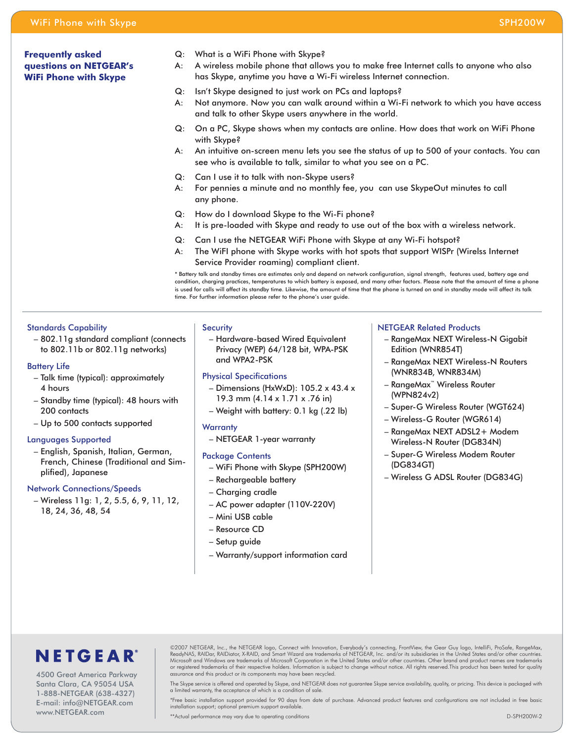## Frequently asked questions on NETGEAR's WiFi Phone with Skype

Q: What is a WiFi Phone with Skype?
A: A wireless mobile phone that allows you to make free Internet calls to anyone who also has Skype, anytime you have a Wi-Fi wireless Internet connection.

Q: Isn't Skype designed to just work on PCs and laptops?
A: Not anymore. Now you can walk around within a Wi-Fi network to which you have access and talk to other Skype users anywhere in the world.

Q: On a PC, Skype shows when my contacts are online. How does that work on WiFi Phone with Skype?
A: An intuitive on-screen menu lets you see the status of up to 500 of your contacts. You can see who is available to talk, similar to what you see on a PC.

Q: Can I use it to talk with non-Skype users?
A: For pennies a minute and no monthly fee, you can use SkypeOut minutes to call any phone.

Q: How do I download Skype to the Wi-Fi phone?
A: It is pre-loaded with Skype and ready to use out of the box with a wireless network.

Q: Can I use the NETGEAR WiFi Phone with Skype at any Wi-Fi hotspot?
A: The WiFI phone with Skype works with hot spots that support WISPr (Wirelss Internet Service Provider roaming) compliant client.

* Battery talk and standby times are estimates only and depend on network configuration, signal strength, features used, battery age and condition, charging practices, temperatures to which battery is exposed, and many other factors. Please note that the amount of time a phone is used for calls will affect its standby time. Likewise, the amount of time that the phone is turned on and in standby mode will affect its talk time. For further information please refer to the phone's user guide.

### Standards Capability
- 802.11g standard compliant (connects to 802.11b or 802.11g networks)

### Battery Life
- Talk time (typical): approximately 4 hours
- Standby time (typical): 48 hours with 200 contacts
- Up to 500 contacts supported

### Languages Supported
- English, Spanish, Italian, German, French, Chinese (Traditional and Simplified), Japanese

### Network Connections/Speeds
- Wireless 11g: 1, 2, 5.5, 6, 9, 11, 12, 18, 24, 36, 48, 54

### Security
- Hardware-based Wired Equivalent Privacy (WEP) 64/128 bit, WPA-PSK and WPA2-PSK

### Physical Specifications
- Dimensions (HxWxD): 105.2 x 43.4 x 19.3 mm (4.14 x 1.71 x .76 in)
- Weight with battery: 0.1 kg (.22 lb)

### Warranty
- NETGEAR 1-year warranty

### Package Contents
- WiFi Phone with Skype (SPH200W)
- Rechargeable battery
- Charging cradle
- AC power adapter (110V-220V)
- Mini USB cable
- Resource CD
- Setup guide
- Warranty/support information card

### NETGEAR Related Products
- RangeMax NEXT Wireless-N Gigabit Edition (WNR854T)
- RangeMax NEXT Wireless-N Routers (WNR834B, WNR834M)
- RangeMax™ Wireless Router (WPN824v2)
- Super-G Wireless Router (WGT624)
- Wireless-G Router (WGR614)
- RangeMax NEXT ADSL2+ Modem Wireless-N Router (DG834N)
- Super-G Wireless Modem Router (DG834GT)
- Wireless G ADSL Router (DG834G)

**NETGEAR®**

4500 Great America Parkway
Santa Clara, CA 95054 USA
1-888-NETGEAR (638-4327)
E-mail: info@NETGEAR.com
www.NETGEAR.com

©2007 NETGEAR, Inc., the NETGEAR logo, Connect with Innovation, Everybody's connecting, FrontView, the Gear Guy logo, IntelliFi, ProSafe, RangeMax, ReadyNAS, RAIDar, RAIDiator, X-RAID, and Smart Wizard are trademarks of NETGEAR, Inc. and/or its subsidiaries in the United States and/or other countries. Microsoft and Windows are trademarks of Microsoft Corporation in the United States and/or other countries. Other brand and product names are trademarks or registered trademarks of their respective holders. Information is subject to change without notice. All rights reserved.This product has been tested for quality assurance and this product or its components may have been recycled.

The Skype service is offered and operated by Skype, and NETGEAR does not guarantee Skype service availability, quality, or pricing. This device is packaged with a limited warranty, the acceptance of which is a condition of sale.

*Free basic installation support provided for 90 days from date of purchase. Advanced product features and configurations are not included in free basic installation support; optional premium support available.

**Actual performance may vary due to operating conditions

D-SPH200W-2